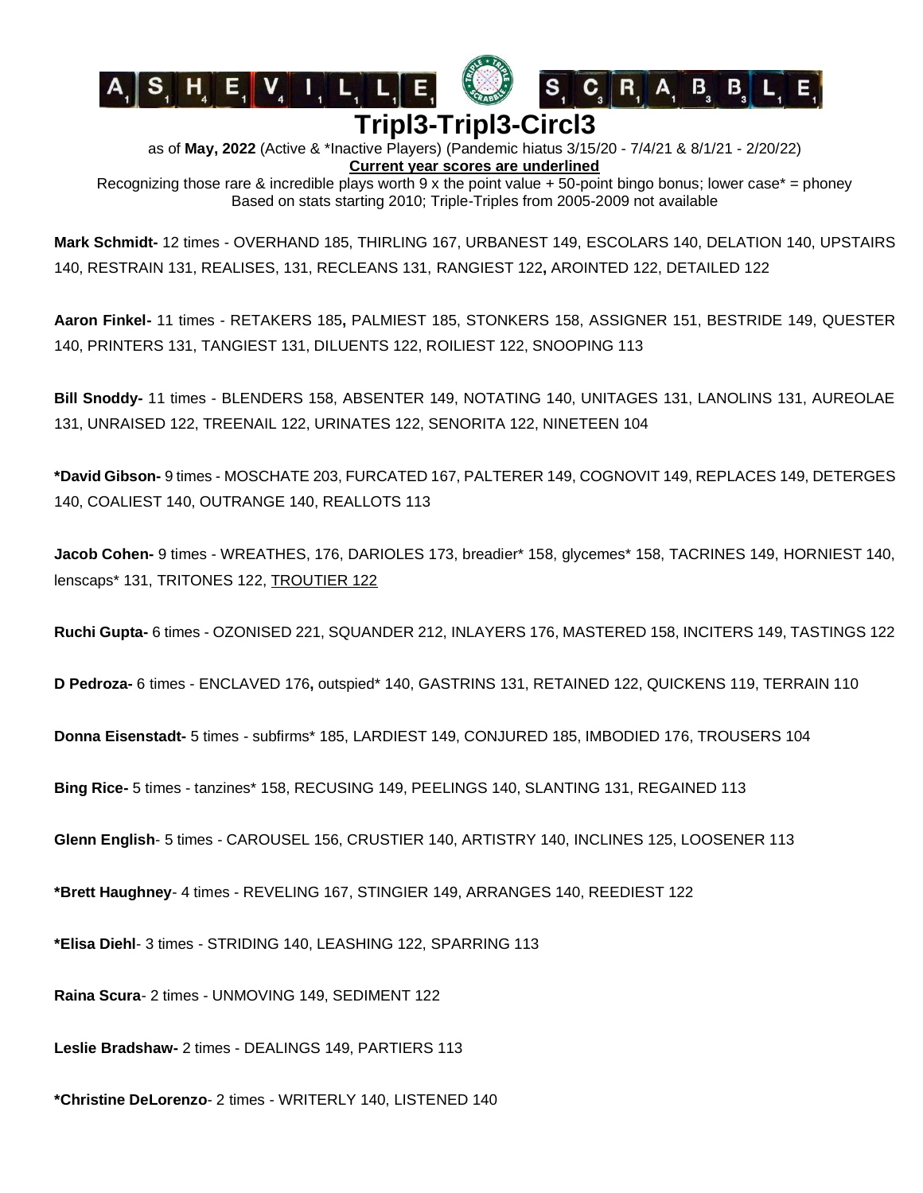# Tripl3-Tripl3-Circl3

as of **May, 2022** (Active & *Inactive Players) (Pandemic hiatus 3/15/20 - 7/4/21 & 8/1/21 - 2/20/22)

**Current year scores are underlined**

Recognizing those rare & incredible plays worth 9 x the point value + 50-point bingo bonus; lower case* = phoney

Based on stats starting 2010; Triple-Triples from 2005-2009 not available

**Mark Schmidt-** 12 times - OVERHAND 185, THIRLING 167, URBANEST 149, ESCOLARS 140, DELATION 140, UPSTAIRS 140, RESTRAIN 131, REALISES, 131, RECLEANS 131, RANGIEST 122**,** AROINTED 122, DETAILED 122

**Aaron Finkel-** 11 times - RETAKERS 185**,** PALMIEST 185, STONKERS 158, ASSIGNER 151, BESTRIDE 149, QUESTER 140, PRINTERS 131, TANGIEST 131, DILUENTS 122, ROILIEST 122, SNOOPING 113

**Bill Snoddy-** 11 times - BLENDERS 158, ABSENTER 149, NOTATING 140, UNITAGES 131, LANOLINS 131, AUREOLAE 131, UNRAISED 122, TREENAIL 122, URINATES 122, SENORITA 122, NINETEEN 104

***David Gibson-** 9 times - MOSCHATE 203, FURCATED 167, PALTERER 149, COGNOVIT 149, REPLACES 149, DETERGES 140, COALIEST 140, OUTRANGE 140, REALLOTS 113

**Jacob Cohen-** 9 times - WREATHES, 176, DARIOLES 173, breadier* 158, glycemes* 158, TACRINES 149, HORNIEST 140, lenscaps* 131, TRITONES 122, <u>TROUTIER 122</u>

**Ruchi Gupta-** 6 times - OZONISED 221, SQUANDER 212, INLAYERS 176, MASTERED 158, INCITERS 149, TASTINGS 122

**D Pedroza-** 6 times - ENCLAVED 176**,** outspied* 140, GASTRINS 131, RETAINED 122, QUICKENS 119, TERRAIN 110

**Donna Eisenstadt-** 5 times - subfirms* 185, LARDIEST 149, CONJURED 185, IMBODIED 176, TROUSERS 104

**Bing Rice-** 5 times - tanzines* 158, RECUSING 149, PEELINGS 140, SLANTING 131, REGAINED 113

**Glenn English**- 5 times - CAROUSEL 156, CRUSTIER 140, ARTISTRY 140, INCLINES 125, LOOSENER 113

***Brett Haughney**- 4 times - REVELING 167, STINGIER 149, ARRANGES 140, REEDIEST 122

***Elisa Diehl**- 3 times - STRIDING 140, LEASHING 122, SPARRING 113

**Raina Scura**- 2 times - UNMOVING 149, SEDIMENT 122

**Leslie Bradshaw-** 2 times - DEALINGS 149, PARTIERS 113

***Christine DeLorenzo**- 2 times - WRITERLY 140, LISTENED 140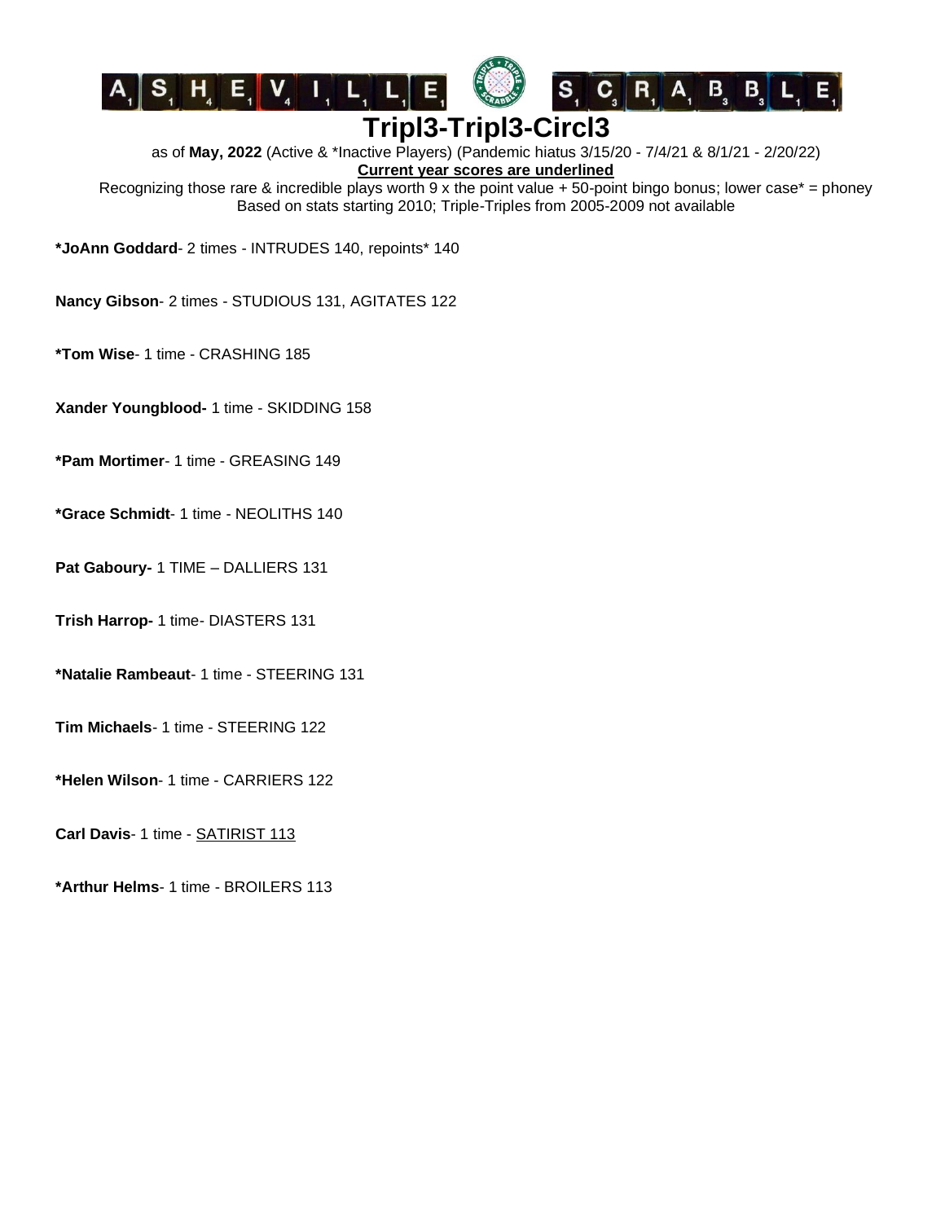# ASHEVILLE SCRABBLE

## Tripl3-Tripl3-Circl3

as of **May, 2022** (Active & *Inactive Players) (Pandemic hiatus 3/15/20 - 7/4/21 & 8/1/21 - 2/20/22)

**<u>Current year scores are underlined</u>**

Recognizing those rare & incredible plays worth 9 x the point value + 50-point bingo bonus; lower case* = phoney

Based on stats starting 2010; Triple-Triples from 2005-2009 not available

**\*JoAnn Goddard**- 2 times - INTRUDES 140, repoints* 140

**Nancy Gibson**- 2 times - STUDIOUS 131, AGITATES 122

**\*Tom Wise**- 1 time - CRASHING 185

**Xander Youngblood-** 1 time - SKIDDING 158

**\*Pam Mortimer**- 1 time - GREASING 149

**\*Grace Schmidt**- 1 time - NEOLITHS 140

**Pat Gaboury-** 1 TIME – DALLIERS 131

**Trish Harrop-** 1 time- DIASTERS 131

**\*Natalie Rambeaut**- 1 time - STEERING 131

**Tim Michaels**- 1 time - STEERING 122

**\*Helen Wilson**- 1 time - CARRIERS 122

**Carl Davis**- 1 time - <u>SATIRIST 113</u>

**\*Arthur Helms**- 1 time - BROILERS 113